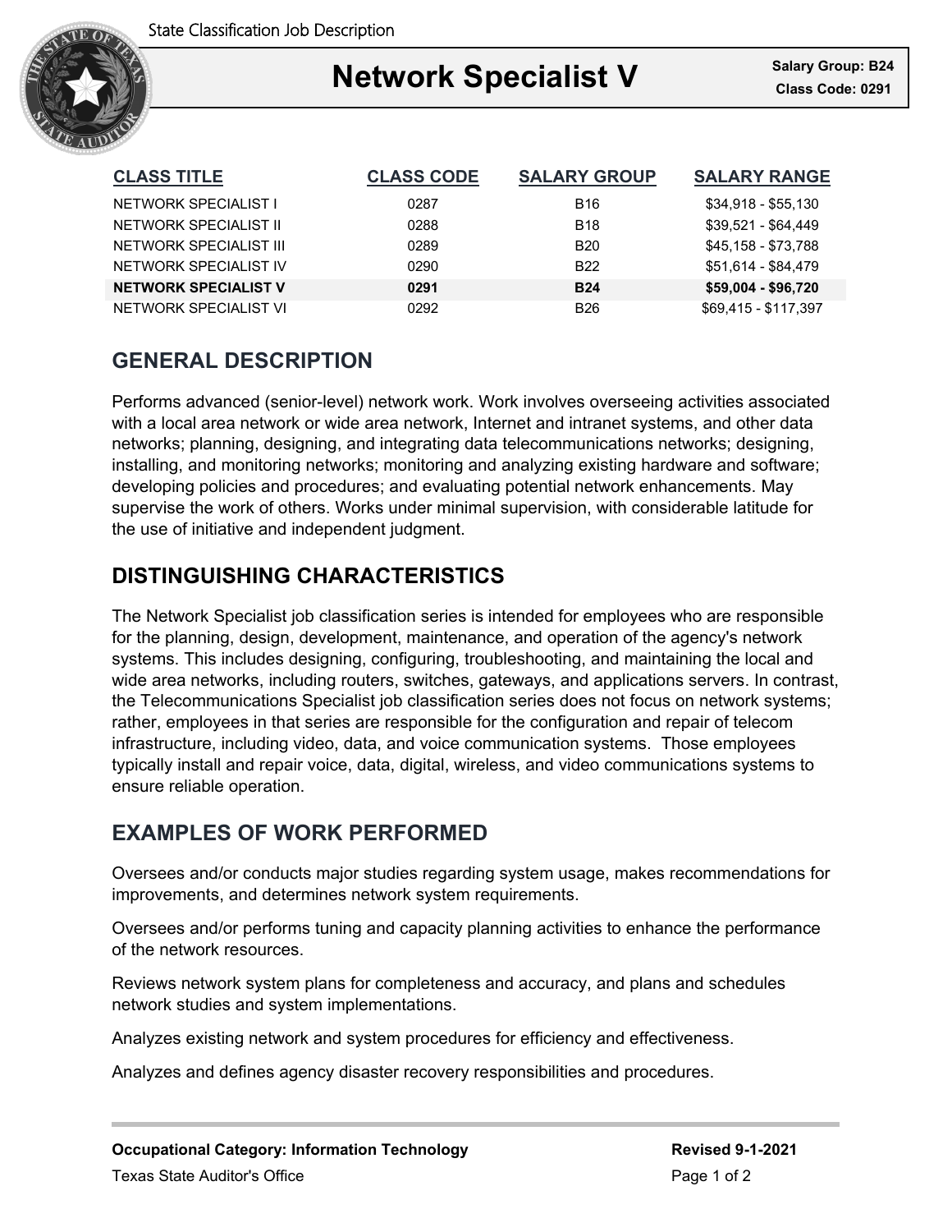State Classification Job Description

# Network Specialist V

**Salary Group: B24**
**Class Code: 0291**

| CLASS TITLE | CLASS CODE | SALARY GROUP | SALARY RANGE |
|---|---|---|---|
| NETWORK SPECIALIST I | 0287 | B16 | $34,918 - $55,130 |
| NETWORK SPECIALIST II | 0288 | B18 | $39,521 - $64,449 |
| NETWORK SPECIALIST III | 0289 | B20 | $45,158 - $73,788 |
| NETWORK SPECIALIST IV | 0290 | B22 | $51,614 - $84,479 |
| **NETWORK SPECIALIST V** | **0291** | **B24** | **$59,004 - $96,720** |
| NETWORK SPECIALIST VI | 0292 | B26 | $69,415 - $117,397 |

## GENERAL DESCRIPTION

Performs advanced (senior-level) network work. Work involves overseeing activities associated with a local area network or wide area network, Internet and intranet systems, and other data networks; planning, designing, and integrating data telecommunications networks; designing, installing, and monitoring networks; monitoring and analyzing existing hardware and software; developing policies and procedures; and evaluating potential network enhancements. May supervise the work of others. Works under minimal supervision, with considerable latitude for the use of initiative and independent judgment.

## DISTINGUISHING CHARACTERISTICS

The Network Specialist job classification series is intended for employees who are responsible for the planning, design, development, maintenance, and operation of the agency's network systems. This includes designing, configuring, troubleshooting, and maintaining the local and wide area networks, including routers, switches, gateways, and applications servers. In contrast, the Telecommunications Specialist job classification series does not focus on network systems; rather, employees in that series are responsible for the configuration and repair of telecom infrastructure, including video, data, and voice communication systems. Those employees typically install and repair voice, data, digital, wireless, and video communications systems to ensure reliable operation.

## EXAMPLES OF WORK PERFORMED

Oversees and/or conducts major studies regarding system usage, makes recommendations for improvements, and determines network system requirements.

Oversees and/or performs tuning and capacity planning activities to enhance the performance of the network resources.

Reviews network system plans for completeness and accuracy, and plans and schedules network studies and system implementations.

Analyzes existing network and system procedures for efficiency and effectiveness.

Analyzes and defines agency disaster recovery responsibilities and procedures.

**Occupational Category: Information Technology** | **Revised 9-1-2021**

Texas State Auditor's Office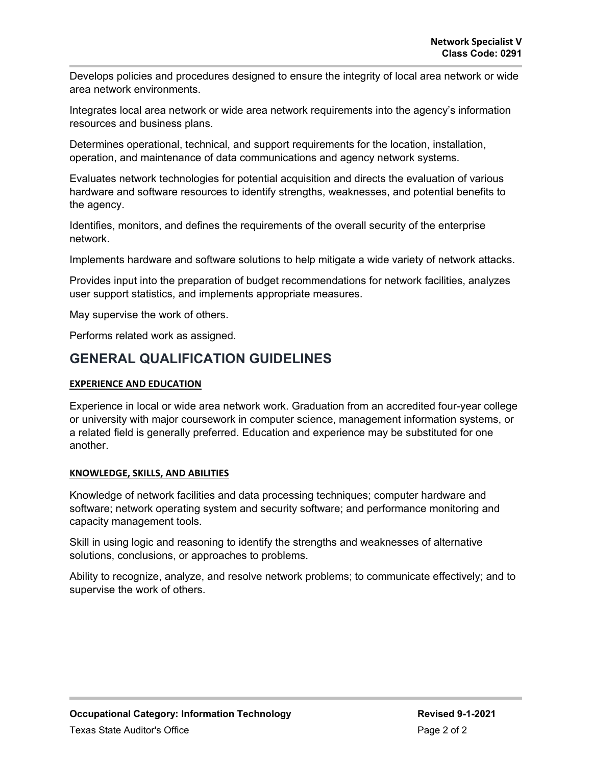Develops policies and procedures designed to ensure the integrity of local area network or wide area network environments.

Integrates local area network or wide area network requirements into the agency's information resources and business plans.

Determines operational, technical, and support requirements for the location, installation, operation, and maintenance of data communications and agency network systems.

Evaluates network technologies for potential acquisition and directs the evaluation of various hardware and software resources to identify strengths, weaknesses, and potential benefits to the agency.

Identifies, monitors, and defines the requirements of the overall security of the enterprise network.

Implements hardware and software solutions to help mitigate a wide variety of network attacks.

Provides input into the preparation of budget recommendations for network facilities, analyzes user support statistics, and implements appropriate measures.

May supervise the work of others.

Performs related work as assigned.

## GENERAL QUALIFICATION GUIDELINES

### EXPERIENCE AND EDUCATION

Experience in local or wide area network work. Graduation from an accredited four-year college or university with major coursework in computer science, management information systems, or a related field is generally preferred. Education and experience may be substituted for one another.

### KNOWLEDGE, SKILLS, AND ABILITIES

Knowledge of network facilities and data processing techniques; computer hardware and software; network operating system and security software; and performance monitoring and capacity management tools.

Skill in using logic and reasoning to identify the strengths and weaknesses of alternative solutions, conclusions, or approaches to problems.

Ability to recognize, analyze, and resolve network problems; to communicate effectively; and to supervise the work of others.